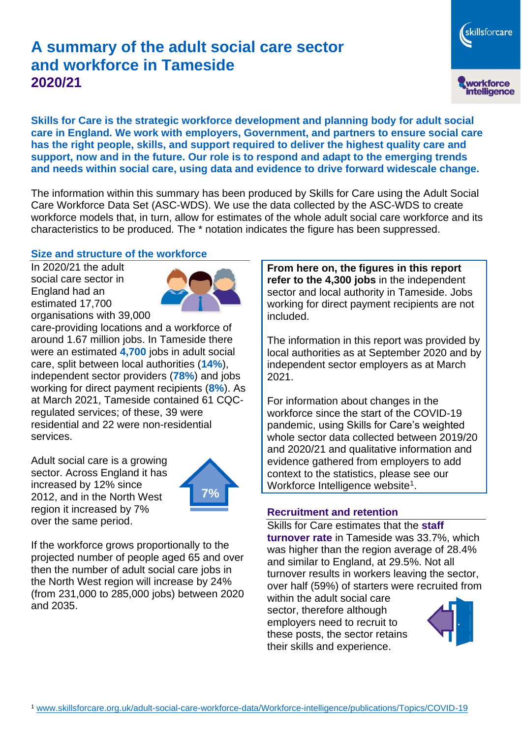# A summary of the adult social care sector and workforce in Tameside

## 2020/21

**Skills for Care is the strategic workforce development and planning body for adult social care in England. We work with employers, Government, and partners to ensure social care has the right people, skills, and support required to deliver the highest quality care and support, now and in the future. Our role is to respond and adapt to the emerging trends and needs within social care, using data and evidence to drive forward widescale change.**

The information within this summary has been produced by Skills for Care using the Adult Social Care Workforce Data Set (ASC-WDS). We use the data collected by the ASC-WDS to create workforce models that, in turn, allow for estimates of the whole adult social care workforce and its characteristics to be produced. The * notation indicates the figure has been suppressed.

### Size and structure of the workforce

In 2020/21 the adult social care sector in England had an estimated 17,700 organisations with 39,000 care-providing locations and a workforce of around 1.67 million jobs. In Tameside there were an estimated **4,700** jobs in adult social care, split between local authorities (**14%**), independent sector providers (**78%**) and jobs working for direct payment recipients (**8%**). As at March 2021, Tameside contained 61 CQC-regulated services; of these, 39 were residential and 22 were non-residential services.

Adult social care is a growing sector. Across England it has increased by 12% since 2012, and in the North West region it increased by 7% over the same period.

7%

If the workforce grows proportionally to the projected number of people aged 65 and over then the number of adult social care jobs in the North West region will increase by 24% (from 231,000 to 285,000 jobs) between 2020 and 2035.

**From here on, the figures in this report refer to the 4,300 jobs** in the independent sector and local authority in Tameside. Jobs working for direct payment recipients are not included.

The information in this report was provided by local authorities as at September 2020 and by independent sector employers as at March 2021.

For information about changes in the workforce since the start of the COVID-19 pandemic, using Skills for Care's weighted whole sector data collected between 2019/20 and 2020/21 and qualitative information and evidence gathered from employers to add context to the statistics, please see our Workforce Intelligence website[1].

### Recruitment and retention

Skills for Care estimates that the **staff turnover rate** in Tameside was 33.7%, which was higher than the region average of 28.4% and similar to England, at 29.5%. Not all turnover results in workers leaving the sector, over half (59%) of starters were recruited from within the adult social care sector, therefore although employers need to recruit to these posts, the sector retains their skills and experience.

[1] www.skillsforcare.org.uk/adult-social-care-workforce-data/Workforce-intelligence/publications/Topics/COVID-19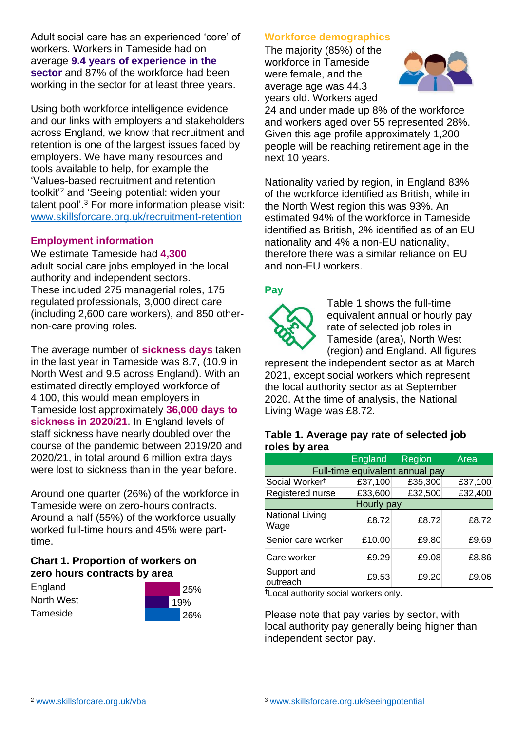Adult social care has an experienced 'core' of workers. Workers in Tameside had on average **9.4 years of experience in the sector** and 87% of the workforce had been working in the sector for at least three years.

Using both workforce intelligence evidence and our links with employers and stakeholders across England, we know that recruitment and retention is one of the largest issues faced by employers. We have many resources and tools available to help, for example the 'Values-based recruitment and retention toolkit'[2] and 'Seeing potential: widen your talent pool'.[3] For more information please visit: www.skillsforcare.org.uk/recruitment-retention

## Employment information

We estimate Tameside had **4,300** adult social care jobs employed in the local authority and independent sectors. These included 275 managerial roles, 175 regulated professionals, 3,000 direct care (including 2,600 care workers), and 850 other-non-care proving roles.

The average number of **sickness days** taken in the last year in Tameside was 8.7, (10.9 in North West and 9.5 across England). With an estimated directly employed workforce of 4,100, this would mean employers in Tameside lost approximately **36,000 days to sickness in 2020/21**. In England levels of staff sickness have nearly doubled over the course of the pandemic between 2019/20 and 2020/21, in total around 6 million extra days were lost to sickness than in the year before.

Around one quarter (26%) of the workforce in Tameside were on zero-hours contracts. Around a half (55%) of the workforce usually worked full-time hours and 45% were part-time.

### Chart 1. Proportion of workers on zero hours contracts by area

| Area | Proportion |
|---|---|
| England | 25% |
| North West | 19% |
| Tameside | 26% |

## Workforce demographics

The majority (85%) of the workforce in Tameside were female, and the average age was 44.3 years old. Workers aged 24 and under made up 8% of the workforce and workers aged over 55 represented 28%. Given this age profile approximately 1,200 people will be reaching retirement age in the next 10 years.

Nationality varied by region, in England 83% of the workforce identified as British, while in the North West region this was 93%. An estimated 94% of the workforce in Tameside identified as British, 2% identified as of an EU nationality and 4% a non-EU nationality, therefore there was a similar reliance on EU and non-EU workers.

## Pay

Table 1 shows the full-time equivalent annual or hourly pay rate of selected job roles in Tameside (area), North West (region) and England. All figures represent the independent sector as at March 2021, except social workers which represent the local authority sector as at September 2020. At the time of analysis, the National Living Wage was £8.72.

### Table 1. Average pay rate of selected job roles by area

| | England | Region | Area |
|---|---|---|---|
| **Full-time equivalent annual pay** | | | |
| Social Worker† | £37,100 | £35,300 | £37,100 |
| Registered nurse | £33,600 | £32,500 | £32,400 |
| **Hourly pay** | | | |
| National Living Wage | £8.72 | £8.72 | £8.72 |
| Senior care worker | £10.00 | £9.80 | £9.69 |
| Care worker | £9.29 | £9.08 | £8.86 |
| Support and outreach | £9.53 | £9.20 | £9.06 |

†Local authority social workers only.

Please note that pay varies by sector, with local authority pay generally being higher than independent sector pay.

[2] www.skillsforcare.org.uk/vba

[3] www.skillsforcare.org.uk/seeingpotential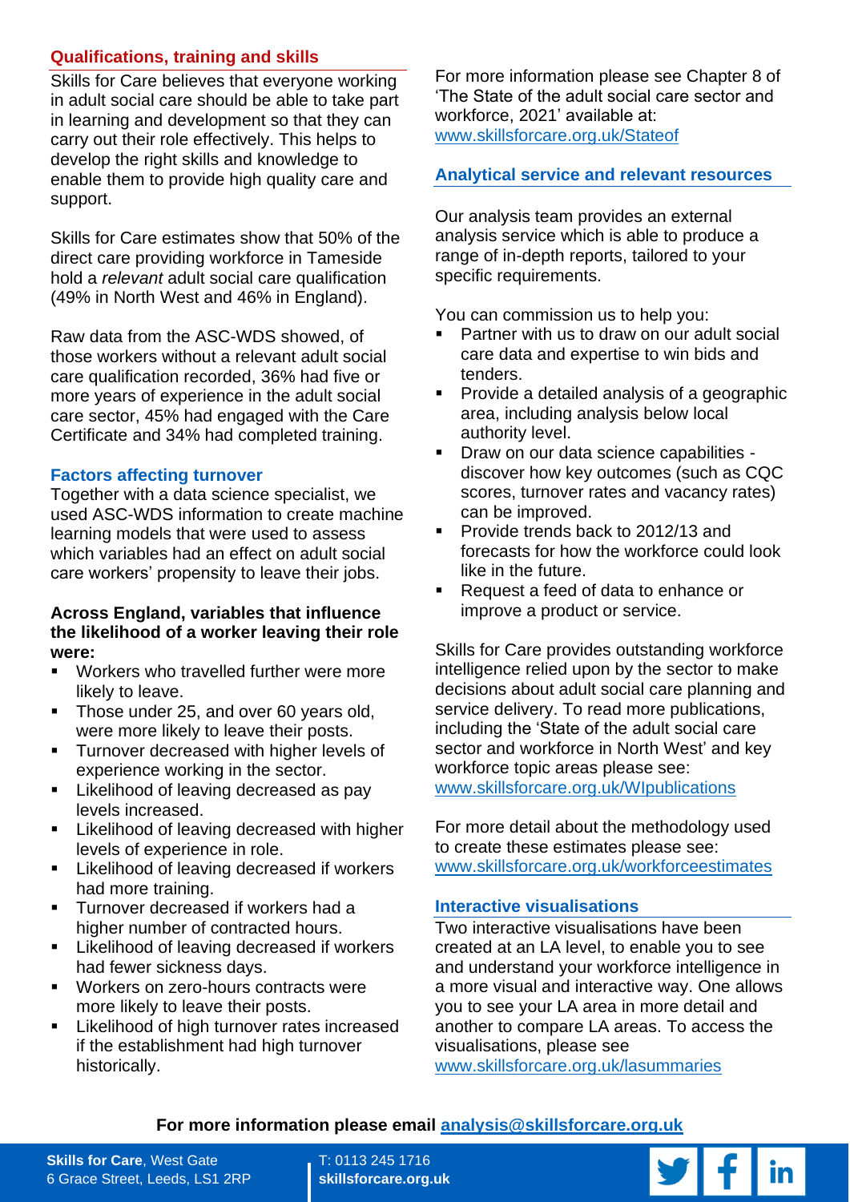## Qualifications, training and skills

Skills for Care believes that everyone working in adult social care should be able to take part in learning and development so that they can carry out their role effectively. This helps to develop the right skills and knowledge to enable them to provide high quality care and support.

Skills for Care estimates show that 50% of the direct care providing workforce in Tameside hold a *relevant* adult social care qualification (49% in North West and 46% in England).

Raw data from the ASC-WDS showed, of those workers without a relevant adult social care qualification recorded, 36% had five or more years of experience in the adult social care sector, 45% had engaged with the Care Certificate and 34% had completed training.

## Factors affecting turnover

Together with a data science specialist, we used ASC-WDS information to create machine learning models that were used to assess which variables had an effect on adult social care workers' propensity to leave their jobs.

**Across England, variables that influence the likelihood of a worker leaving their role were:**

- Workers who travelled further were more likely to leave.
- Those under 25, and over 60 years old, were more likely to leave their posts.
- Turnover decreased with higher levels of experience working in the sector.
- Likelihood of leaving decreased as pay levels increased.
- Likelihood of leaving decreased with higher levels of experience in role.
- Likelihood of leaving decreased if workers had more training.
- Turnover decreased if workers had a higher number of contracted hours.
- Likelihood of leaving decreased if workers had fewer sickness days.
- Workers on zero-hours contracts were more likely to leave their posts.
- Likelihood of high turnover rates increased if the establishment had high turnover historically.

For more information please see Chapter 8 of 'The State of the adult social care sector and workforce, 2021' available at: www.skillsforcare.org.uk/Stateof

## Analytical service and relevant resources

Our analysis team provides an external analysis service which is able to produce a range of in-depth reports, tailored to your specific requirements.

You can commission us to help you:

- Partner with us to draw on our adult social care data and expertise to win bids and tenders.
- Provide a detailed analysis of a geographic area, including analysis below local authority level.
- Draw on our data science capabilities - discover how key outcomes (such as CQC scores, turnover rates and vacancy rates) can be improved.
- Provide trends back to 2012/13 and forecasts for how the workforce could look like in the future.
- Request a feed of data to enhance or improve a product or service.

Skills for Care provides outstanding workforce intelligence relied upon by the sector to make decisions about adult social care planning and service delivery. To read more publications, including the 'State of the adult social care sector and workforce in North West' and key workforce topic areas please see: www.skillsforcare.org.uk/WIpublications

For more detail about the methodology used to create these estimates please see: www.skillsforcare.org.uk/workforceestimates

## Interactive visualisations

Two interactive visualisations have been created at an LA level, to enable you to see and understand your workforce intelligence in a more visual and interactive way. One allows you to see your LA area in more detail and another to compare LA areas. To access the visualisations, please see www.skillsforcare.org.uk/lasummaries

**For more information please email analysis@skillsforcare.org.uk**

**Skills for Care**, West Gate
6 Grace Street, Leeds, LS1 2RP

T: 0113 245 1716
**skillsforcare.org.uk**